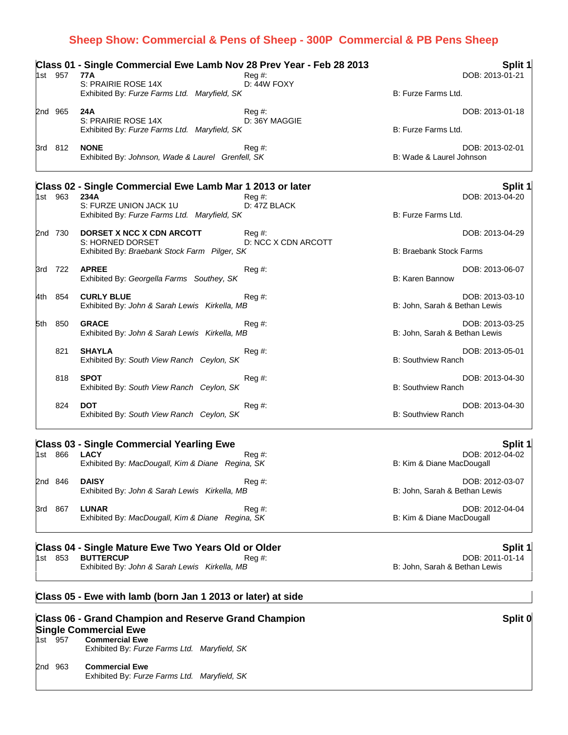# Sheep Show: Commercial & Pens of Sheep - 300P Commercial & PB Pens Sheep

## Class 01 - Single Commercial Ewe Lamb Nov 28 Prev Year - Feb 28 2013 — Split 1

1st 957 **77A** Reg #: DOB: 2013-01-21
S: PRAIRIE ROSE 14X D: 44W FOXY
Exhibited By: *Furze Farms Ltd. Maryfield, SK* B: Furze Farms Ltd.

2nd 965 **24A** Reg #: DOB: 2013-01-18
S: PRAIRIE ROSE 14X D: 36Y MAGGIE
Exhibited By: *Furze Farms Ltd. Maryfield, SK* B: Furze Farms Ltd.

3rd 812 **NONE** Reg #: DOB: 2013-02-01
Exhibited By: *Johnson, Wade & Laurel Grenfell, SK* B: Wade & Laurel Johnson

## Class 02 - Single Commercial Ewe Lamb Mar 1 2013 or later — Split 1

1st 963 **234A** Reg #: DOB: 2013-04-20
S: FURZE UNION JACK 1U D: 47Z BLACK
Exhibited By: *Furze Farms Ltd. Maryfield, SK* B: Furze Farms Ltd.

2nd 730 **DORSET X NCC X CDN ARCOTT** Reg #: DOB: 2013-04-29
S: HORNED DORSET D: NCC X CDN ARCOTT
Exhibited By: *Braebank Stock Farm Pilger, SK* B: Braebank Stock Farms

3rd 722 **APREE** Reg #: DOB: 2013-06-07
Exhibited By: *Georgella Farms Southey, SK* B: Karen Bannow

4th 854 **CURLY BLUE** Reg #: DOB: 2013-03-10
Exhibited By: *John & Sarah Lewis Kirkella, MB* B: John, Sarah & Bethan Lewis

5th 850 **GRACE** Reg #: DOB: 2013-03-25
Exhibited By: *John & Sarah Lewis Kirkella, MB* B: John, Sarah & Bethan Lewis

821 **SHAYLA** Reg #: DOB: 2013-05-01
Exhibited By: *South View Ranch Ceylon, SK* B: Southview Ranch

818 **SPOT** Reg #: DOB: 2013-04-30
Exhibited By: *South View Ranch Ceylon, SK* B: Southview Ranch

824 **DOT** Reg #: DOB: 2013-04-30
Exhibited By: *South View Ranch Ceylon, SK* B: Southview Ranch

## Class 03 - Single Commercial Yearling Ewe — Split 1

1st 866 **LACY** Reg #: DOB: 2012-04-02
Exhibited By: *MacDougall, Kim & Diane Regina, SK* B: Kim & Diane MacDougall

2nd 846 **DAISY** Reg #: DOB: 2012-03-07
Exhibited By: *John & Sarah Lewis Kirkella, MB* B: John, Sarah & Bethan Lewis

3rd 867 **LUNAR** Reg #: DOB: 2012-04-04
Exhibited By: *MacDougall, Kim & Diane Regina, SK* B: Kim & Diane MacDougall

## Class 04 - Single Mature Ewe Two Years Old or Older — Split 1

1st 853 **BUTTERCUP** Reg #: DOB: 2011-01-14
Exhibited By: *John & Sarah Lewis Kirkella, MB* B: John, Sarah & Bethan Lewis

## Class 05 - Ewe with lamb (born Jan 1 2013 or later) at side

## Class 06 - Grand Champion and Reserve Grand Champion Single Commercial Ewe — Split 0

1st 957 **Commercial Ewe**
Exhibited By: *Furze Farms Ltd. Maryfield, SK*

2nd 963 **Commercial Ewe**
Exhibited By: *Furze Farms Ltd. Maryfield, SK*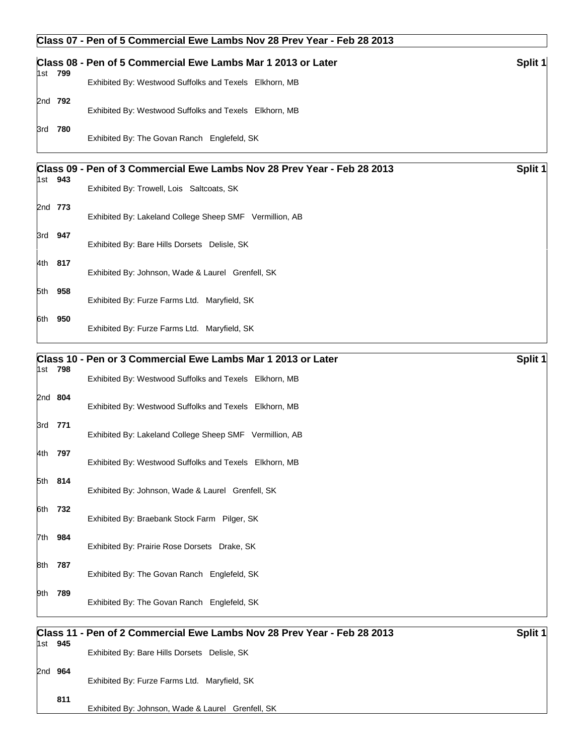## Class 07 - Pen of 5 Commercial Ewe Lambs Nov 28 Prev Year - Feb 28 2013

## Class 08 - Pen of 5 Commercial Ewe Lambs Mar 1 2013 or Later

Split 1

1st **799**
Exhibited By: Westwood Suffolks and Texels Elkhorn, MB

2nd **792**
Exhibited By: Westwood Suffolks and Texels Elkhorn, MB

3rd **780**
Exhibited By: The Govan Ranch Englefeld, SK

## Class 09 - Pen of 3 Commercial Ewe Lambs Nov 28 Prev Year - Feb 28 2013

Split 1

1st **943**
Exhibited By: Trowell, Lois Saltcoats, SK

2nd **773**
Exhibited By: Lakeland College Sheep SMF Vermillion, AB

3rd **947**
Exhibited By: Bare Hills Dorsets Delisle, SK

4th **817**
Exhibited By: Johnson, Wade & Laurel Grenfell, SK

5th **958**
Exhibited By: Furze Farms Ltd. Maryfield, SK

6th **950**
Exhibited By: Furze Farms Ltd. Maryfield, SK

## Class 10 - Pen or 3 Commercial Ewe Lambs Mar 1 2013 or Later

Split 1

1st **798**
Exhibited By: Westwood Suffolks and Texels Elkhorn, MB

2nd **804**
Exhibited By: Westwood Suffolks and Texels Elkhorn, MB

3rd **771**
Exhibited By: Lakeland College Sheep SMF Vermillion, AB

4th **797**
Exhibited By: Westwood Suffolks and Texels Elkhorn, MB

5th **814**
Exhibited By: Johnson, Wade & Laurel Grenfell, SK

6th **732**
Exhibited By: Braebank Stock Farm Pilger, SK

7th **984**
Exhibited By: Prairie Rose Dorsets Drake, SK

8th **787**
Exhibited By: The Govan Ranch Englefeld, SK

9th **789**
Exhibited By: The Govan Ranch Englefeld, SK

## Class 11 - Pen of 2 Commercial Ewe Lambs Nov 28 Prev Year - Feb 28 2013

Split 1

1st **945**
Exhibited By: Bare Hills Dorsets Delisle, SK

2nd **964**
Exhibited By: Furze Farms Ltd. Maryfield, SK

**811**
Exhibited By: Johnson, Wade & Laurel Grenfell, SK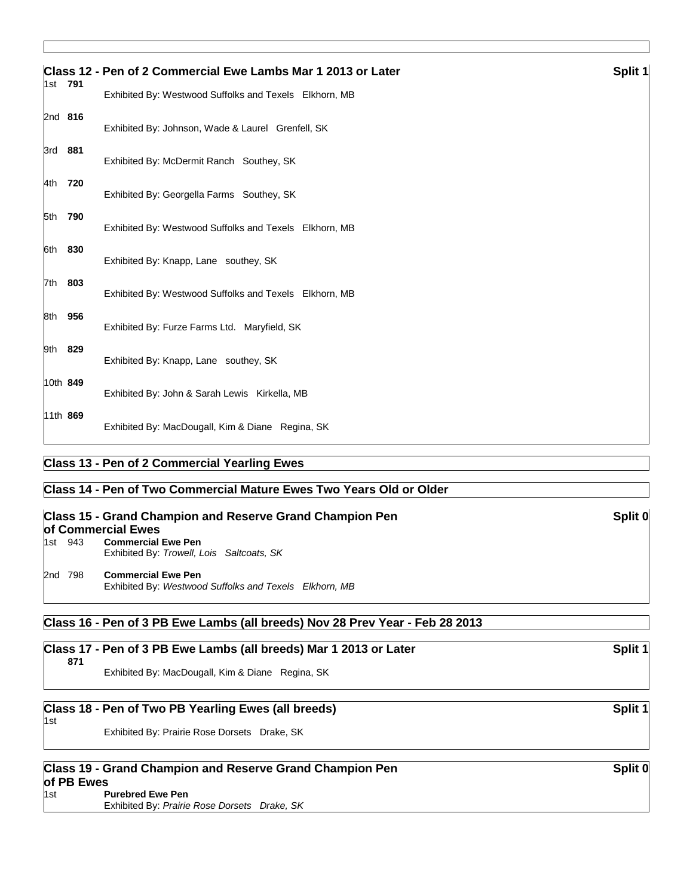## Class 12 - Pen of 2 Commercial Ewe Lambs Mar 1 2013 or Later

Split 1

1st **791**
Exhibited By: Westwood Suffolks and Texels Elkhorn, MB

2nd **816**
Exhibited By: Johnson, Wade & Laurel Grenfell, SK

3rd **881**
Exhibited By: McDermit Ranch Southey, SK

4th **720**
Exhibited By: Georgella Farms Southey, SK

5th **790**
Exhibited By: Westwood Suffolks and Texels Elkhorn, MB

6th **830**
Exhibited By: Knapp, Lane southey, SK

7th **803**
Exhibited By: Westwood Suffolks and Texels Elkhorn, MB

8th **956**
Exhibited By: Furze Farms Ltd. Maryfield, SK

9th **829**
Exhibited By: Knapp, Lane southey, SK

10th **849**
Exhibited By: John & Sarah Lewis Kirkella, MB

11th **869**
Exhibited By: MacDougall, Kim & Diane Regina, SK

## Class 13 - Pen of 2 Commercial Yearling Ewes

## Class 14 - Pen of Two Commercial Mature Ewes Two Years Old or Older

## Class 15 - Grand Champion and Reserve Grand Champion Pen of Commercial Ewes

Split 0

1st 943 **Commercial Ewe Pen**
Exhibited By: *Trowell, Lois Saltcoats, SK*

2nd 798 **Commercial Ewe Pen**
Exhibited By: *Westwood Suffolks and Texels Elkhorn, MB*

## Class 16 - Pen of 3 PB Ewe Lambs (all breeds) Nov 28 Prev Year - Feb 28 2013

## Class 17 - Pen of 3 PB Ewe Lambs (all breeds) Mar 1 2013 or Later

Split 1

**871**
Exhibited By: MacDougall, Kim & Diane Regina, SK

## Class 18 - Pen of Two PB Yearling Ewes (all breeds)

Split 1

1st
Exhibited By: Prairie Rose Dorsets Drake, SK

## Class 19 - Grand Champion and Reserve Grand Champion Pen of PB Ewes

Split 0

1st **Purebred Ewe Pen**
Exhibited By: *Prairie Rose Dorsets Drake, SK*